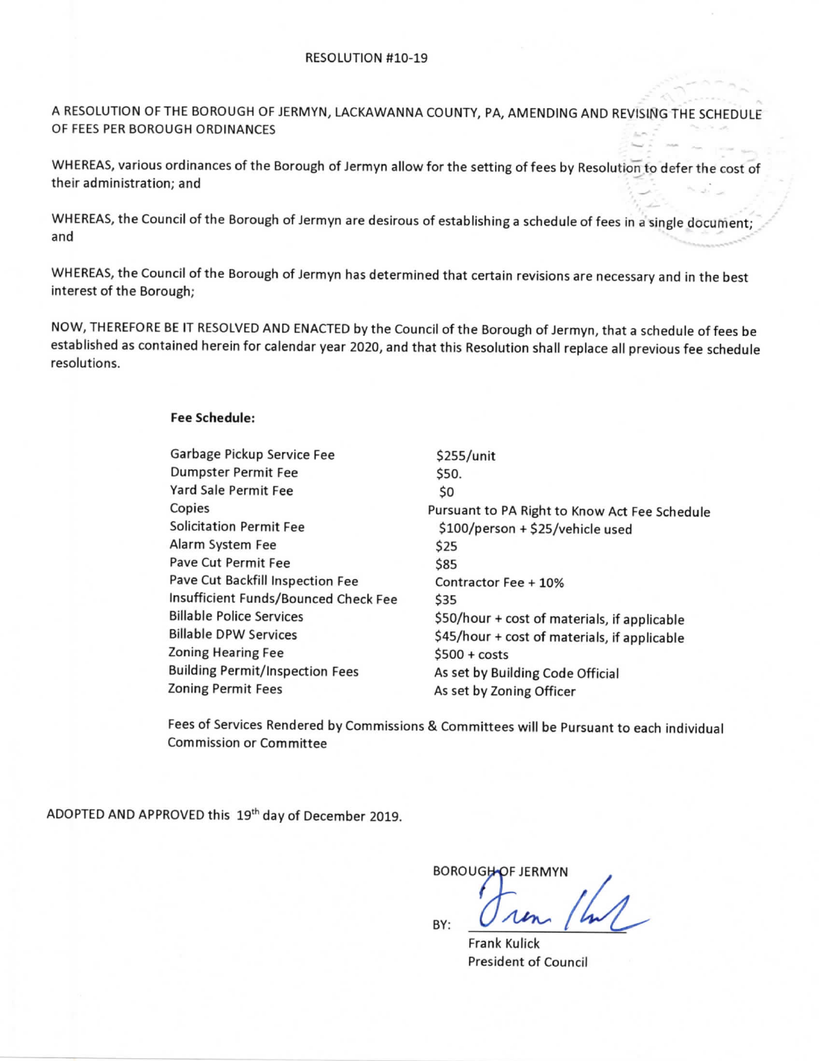# RESOLUTION #10-19

A RESOLUTION OF THE BOROUGH OF JERMYN, LACKAWANNA COUNTY, PA, AMENDING AND REVISING THE SCHEDULE OF FEES PER BOROUGH ORDINANCES

WHEREAS, various ordinances of the Borough of Jermyn allow for the setting of fees by Resolution to defer the cost of their administration; and

WHEREAS, the Council of the Borough of Jermyn are desirous of establishing a schedule of fees in a single document; and

WHEREAS, the Council of the Borough of Jermyn has determined that certain revisions are necessary and in the best interest of the Borough;

NOW, THEREFORE BE IT RESOLVED AND ENACTED by the Council of the Borough of Jermyn, that a schedule of fees be established as contained herein for calendar year 2020, and that this Resolution shall replace all previous fee schedule resolutions.

**Fee Schedule:**

| | |
|---|---|
| Garbage Pickup Service Fee | $255/unit |
| Dumpster Permit Fee | $50. |
| Yard Sale Permit Fee | $0 |
| Copies | Pursuant to PA Right to Know Act Fee Schedule |
| Solicitation Permit Fee | $100/person + $25/vehicle used |
| Alarm System Fee | $25 |
| Pave Cut Permit Fee | $85 |
| Pave Cut Backfill Inspection Fee | Contractor Fee + 10% |
| Insufficient Funds/Bounced Check Fee | $35 |
| Billable Police Services | $50/hour + cost of materials, if applicable |
| Billable DPW Services | $45/hour + cost of materials, if applicable |
| Zoning Hearing Fee | $500 + costs |
| Building Permit/Inspection Fees | As set by Building Code Official |
| Zoning Permit Fees | As set by Zoning Officer |

Fees of Services Rendered by Commissions & Committees will be Pursuant to each individual Commission or Committee

ADOPTED AND APPROVED this 19th day of December 2019.

BOROUGH OF JERMYN

BY: ______________________

Frank Kulick
President of Council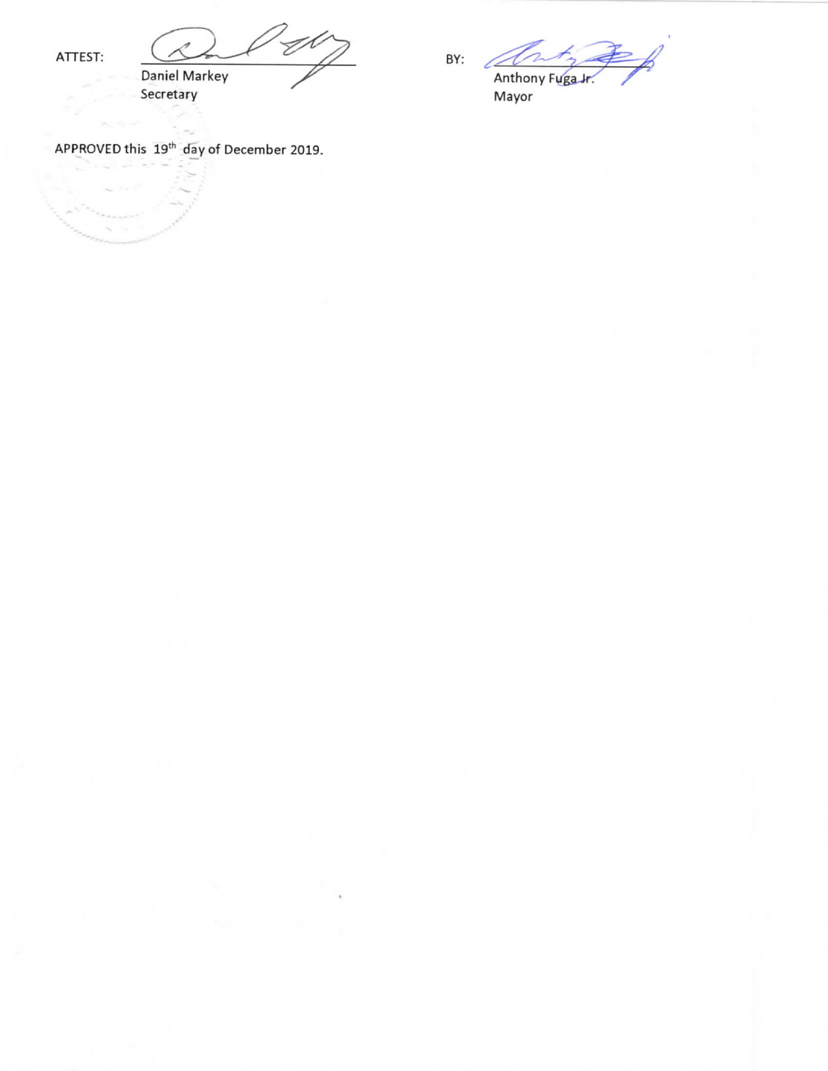ATTEST: Daniel Markey
Secretary

BY: Anthony Fuga Jr.
Mayor

APPROVED this 19th day of December 2019.